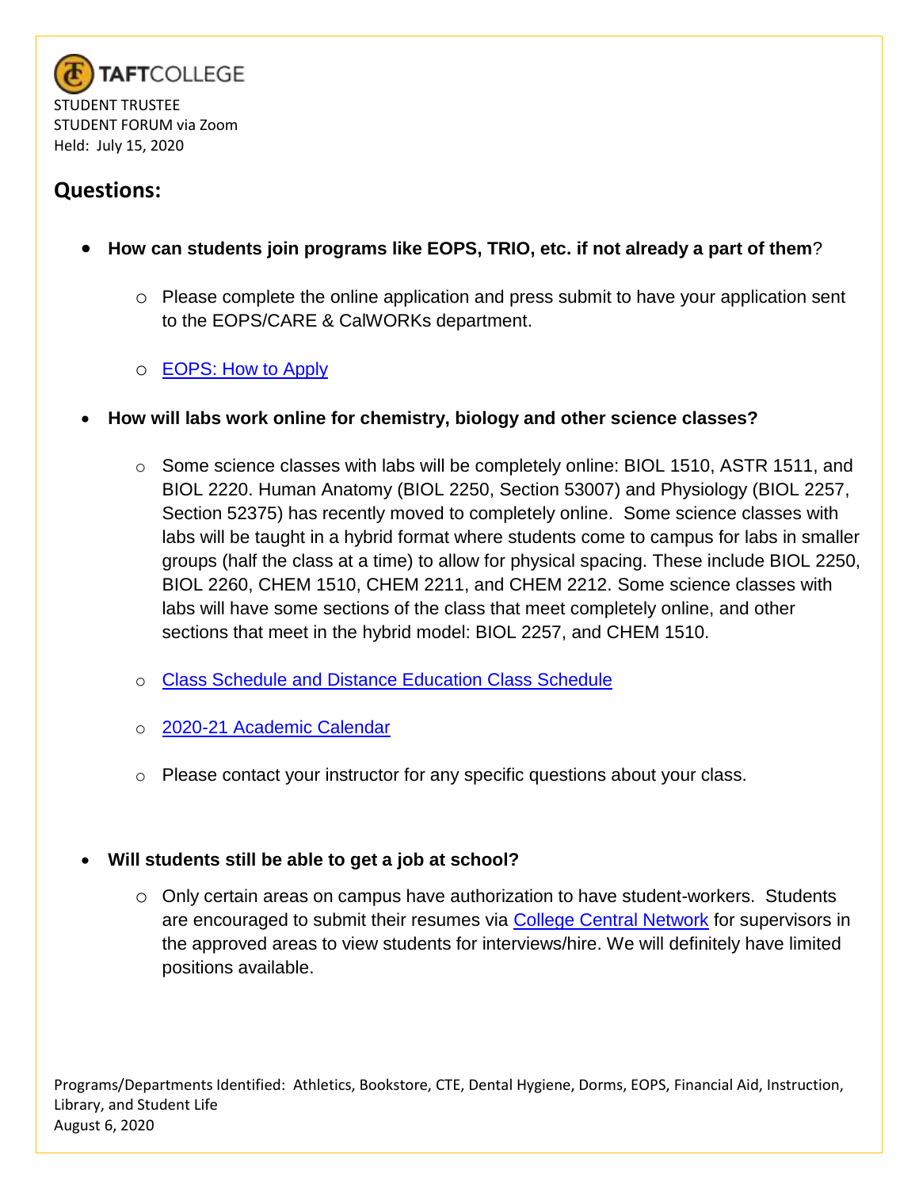TAFTCOLLEGE

STUDENT TRUSTEE
STUDENT FORUM via Zoom
Held: July 15, 2020

## Questions:

- **How can students join programs like EOPS, TRIO, etc. if not already a part of them**?
    - Please complete the online application and press submit to have your application sent to the EOPS/CARE & CalWORKs department.
    - EOPS: How to Apply

- **How will labs work online for chemistry, biology and other science classes?**
    - Some science classes with labs will be completely online: BIOL 1510, ASTR 1511, and BIOL 2220. Human Anatomy (BIOL 2250, Section 53007) and Physiology (BIOL 2257, Section 52375) has recently moved to completely online. Some science classes with labs will be taught in a hybrid format where students come to campus for labs in smaller groups (half the class at a time) to allow for physical spacing. These include BIOL 2250, BIOL 2260, CHEM 1510, CHEM 2211, and CHEM 2212. Some science classes with labs will have some sections of the class that meet completely online, and other sections that meet in the hybrid model: BIOL 2257, and CHEM 1510.
    - Class Schedule and Distance Education Class Schedule
    - 2020-21 Academic Calendar
    - Please contact your instructor for any specific questions about your class.

- **Will students still be able to get a job at school?**
    - Only certain areas on campus have authorization to have student-workers. Students are encouraged to submit their resumes via College Central Network for supervisors in the approved areas to view students for interviews/hire. We will definitely have limited positions available.

Programs/Departments Identified: Athletics, Bookstore, CTE, Dental Hygiene, Dorms, EOPS, Financial Aid, Instruction, Library, and Student Life
August 6, 2020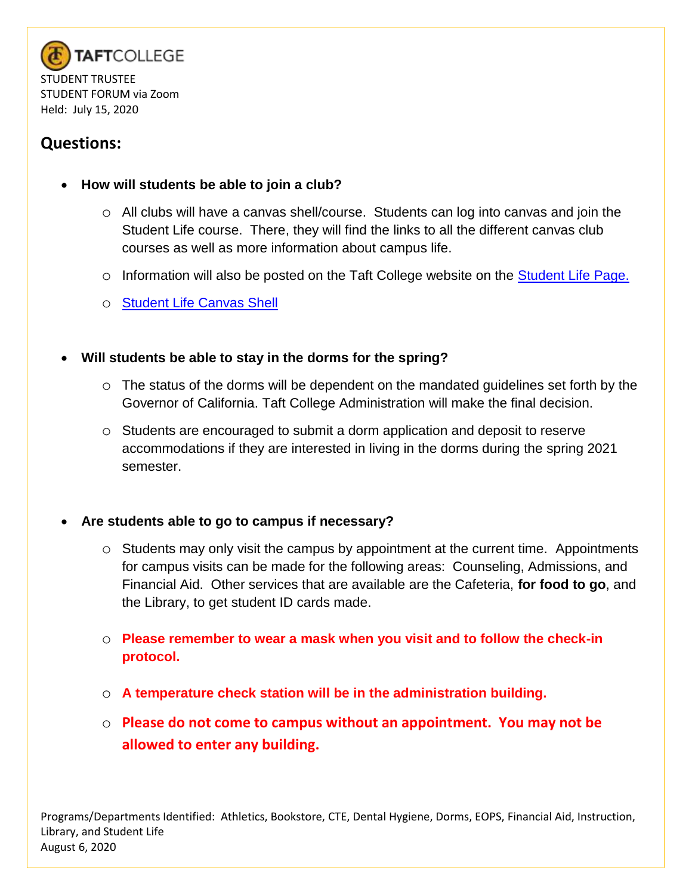TAFTCOLLEGE

STUDENT TRUSTEE
STUDENT FORUM via Zoom
Held: July 15, 2020

## Questions:

- **How will students be able to join a club?**
  - All clubs will have a canvas shell/course. Students can log into canvas and join the Student Life course. There, they will find the links to all the different canvas club courses as well as more information about campus life.
  - Information will also be posted on the Taft College website on the Student Life Page.
  - Student Life Canvas Shell

- **Will students be able to stay in the dorms for the spring?**
  - The status of the dorms will be dependent on the mandated guidelines set forth by the Governor of California. Taft College Administration will make the final decision.
  - Students are encouraged to submit a dorm application and deposit to reserve accommodations if they are interested in living in the dorms during the spring 2021 semester.

- **Are students able to go to campus if necessary?**
  - Students may only visit the campus by appointment at the current time. Appointments for campus visits can be made for the following areas: Counseling, Admissions, and Financial Aid. Other services that are available are the Cafeteria, **for food to go**, and the Library, to get student ID cards made.
  - **Please remember to wear a mask when you visit and to follow the check-in protocol.**
  - **A temperature check station will be in the administration building.**
  - **Please do not come to campus without an appointment. You may not be allowed to enter any building.**

Programs/Departments Identified: Athletics, Bookstore, CTE, Dental Hygiene, Dorms, EOPS, Financial Aid, Instruction, Library, and Student Life
August 6, 2020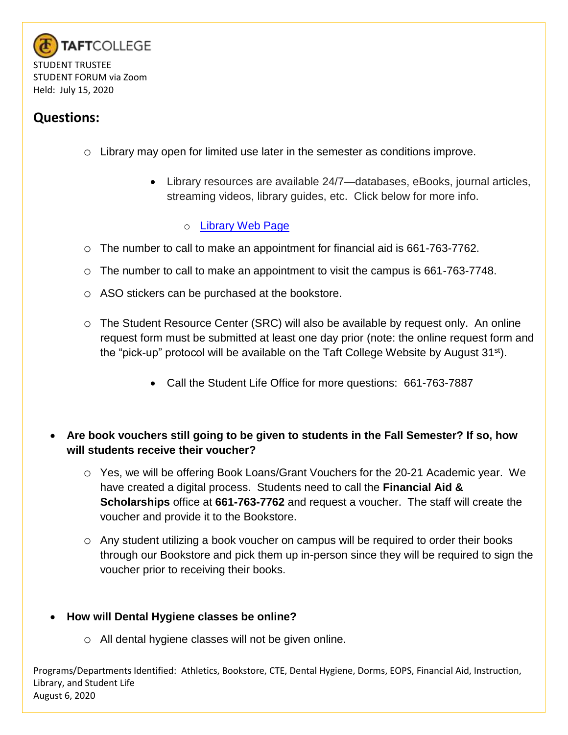TAFTCOLLEGE

STUDENT TRUSTEE
STUDENT FORUM via Zoom
Held: July 15, 2020

## Questions:

- Library may open for limited use later in the semester as conditions improve.
    - Library resources are available 24/7—databases, eBooks, journal articles, streaming videos, library guides, etc. Click below for more info.
        - Library Web Page
- The number to call to make an appointment for financial aid is 661-763-7762.
- The number to call to make an appointment to visit the campus is 661-763-7748.
- ASO stickers can be purchased at the bookstore.
- The Student Resource Center (SRC) will also be available by request only. An online request form must be submitted at least one day prior (note: the online request form and the "pick-up" protocol will be available on the Taft College Website by August 31st).
    - Call the Student Life Office for more questions: 661-763-7887

- **Are book vouchers still going to be given to students in the Fall Semester? If so, how will students receive their voucher?**
    - Yes, we will be offering Book Loans/Grant Vouchers for the 20-21 Academic year. We have created a digital process. Students need to call the **Financial Aid & Scholarships** office at **661-763-7762** and request a voucher. The staff will create the voucher and provide it to the Bookstore.
    - Any student utilizing a book voucher on campus will be required to order their books through our Bookstore and pick them up in-person since they will be required to sign the voucher prior to receiving their books.

- **How will Dental Hygiene classes be online?**
    - All dental hygiene classes will not be given online.

Programs/Departments Identified: Athletics, Bookstore, CTE, Dental Hygiene, Dorms, EOPS, Financial Aid, Instruction, Library, and Student Life
August 6, 2020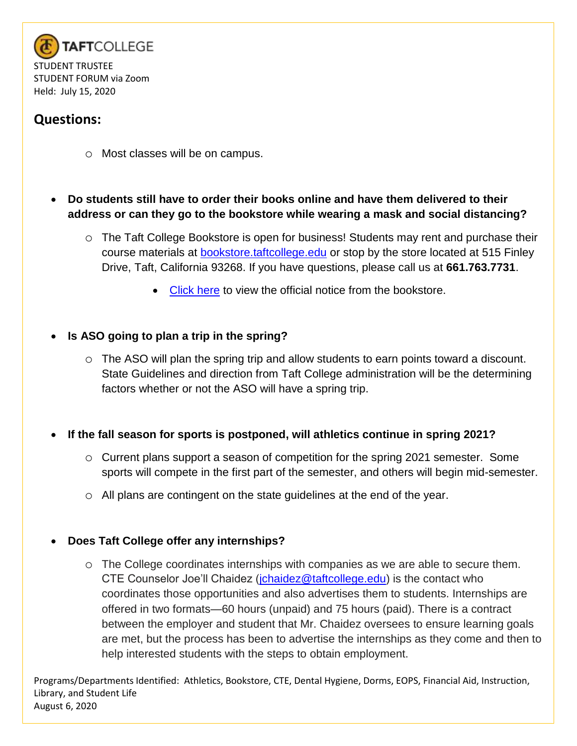TAFTCOLLEGE

STUDENT TRUSTEE
STUDENT FORUM via Zoom
Held: July 15, 2020

## Questions:

  - Most classes will be on campus.

- **Do students still have to order their books online and have them delivered to their address or can they go to the bookstore while wearing a mask and social distancing?**
  - The Taft College Bookstore is open for business! Students may rent and purchase their course materials at [bookstore.taftcollege.edu](bookstore.taftcollege.edu) or stop by the store located at 515 Finley Drive, Taft, California 93268. If you have questions, please call us at **661.763.7731**.
    - [Click here](#) to view the official notice from the bookstore.

- **Is ASO going to plan a trip in the spring?**
  - The ASO will plan the spring trip and allow students to earn points toward a discount. State Guidelines and direction from Taft College administration will be the determining factors whether or not the ASO will have a spring trip.

- **If the fall season for sports is postponed, will athletics continue in spring 2021?**
  - Current plans support a season of competition for the spring 2021 semester. Some sports will compete in the first part of the semester, and others will begin mid-semester.
  - All plans are contingent on the state guidelines at the end of the year.

- **Does Taft College offer any internships?**
  - The College coordinates internships with companies as we are able to secure them. CTE Counselor Joe'll Chaidez ([jchaidez@taftcollege.edu](mailto:jchaidez@taftcollege.edu)) is the contact who coordinates those opportunities and also advertises them to students. Internships are offered in two formats—60 hours (unpaid) and 75 hours (paid). There is a contract between the employer and student that Mr. Chaidez oversees to ensure learning goals are met, but the process has been to advertise the internships as they come and then to help interested students with the steps to obtain employment.

Programs/Departments Identified: Athletics, Bookstore, CTE, Dental Hygiene, Dorms, EOPS, Financial Aid, Instruction, Library, and Student Life
August 6, 2020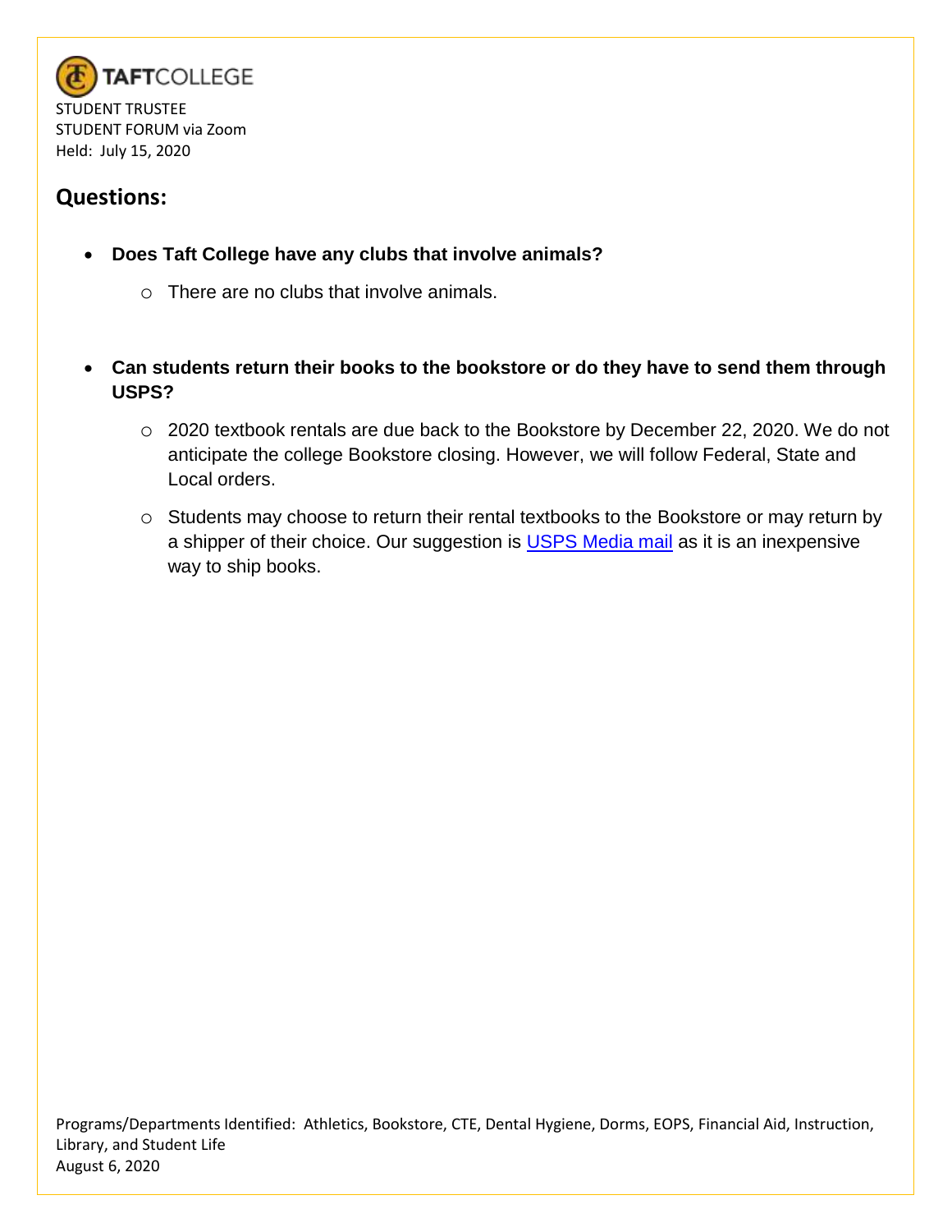TAFTCOLLEGE

STUDENT TRUSTEE
STUDENT FORUM via Zoom
Held: July 15, 2020

## Questions:

- **Does Taft College have any clubs that involve animals?**
  - There are no clubs that involve animals.

- **Can students return their books to the bookstore or do they have to send them through USPS?**
  - 2020 textbook rentals are due back to the Bookstore by December 22, 2020. We do not anticipate the college Bookstore closing. However, we will follow Federal, State and Local orders.
  - Students may choose to return their rental textbooks to the Bookstore or may return by a shipper of their choice. Our suggestion is USPS Media mail as it is an inexpensive way to ship books.

Programs/Departments Identified: Athletics, Bookstore, CTE, Dental Hygiene, Dorms, EOPS, Financial Aid, Instruction, Library, and Student Life
August 6, 2020